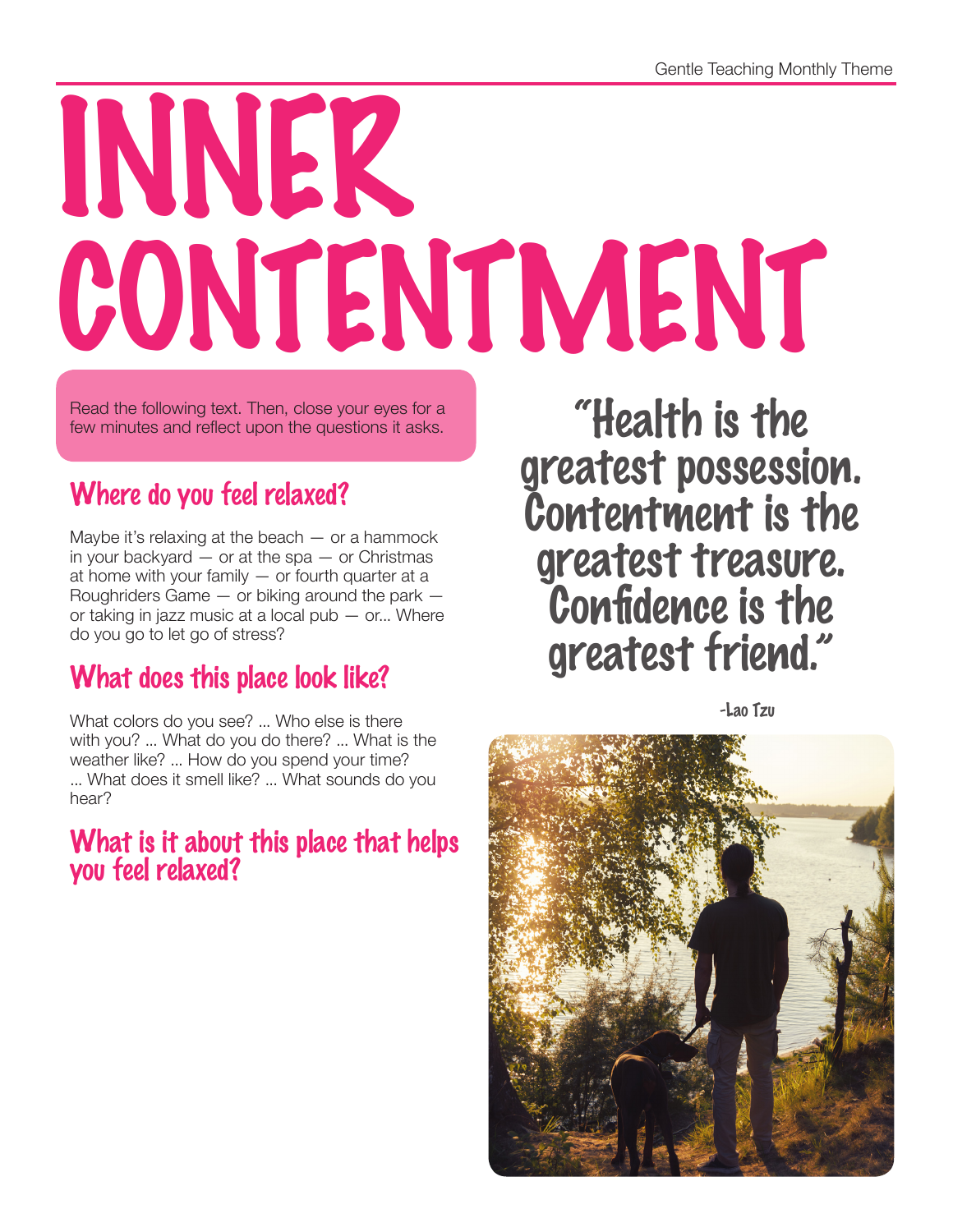# INNER CONTENTMENT

Read the following text. Then, close your eyes for a few minutes and reflect upon the questions it asks.

## Where do you feel relaxed?

Maybe it's relaxing at the beach — or a hammock in your backyard — or at the spa — or Christmas at home with your family — or fourth quarter at a Roughriders Game — or biking around the park — or taking in jazz music at a local pub — or... Where do you go to let go of stress?

## What does this place look like?

What colors do you see? ... Who else is there with you? ... What do you do there? ... What is the weather like? ... How do you spend your time? ... What does it smell like? ... What sounds do you hear?

## What is it about this place that helps you feel relaxed?

> "Health is the greatest possession. Contentment is the greatest treasure. Confidence is the greatest friend."
>
> -Lao Tzu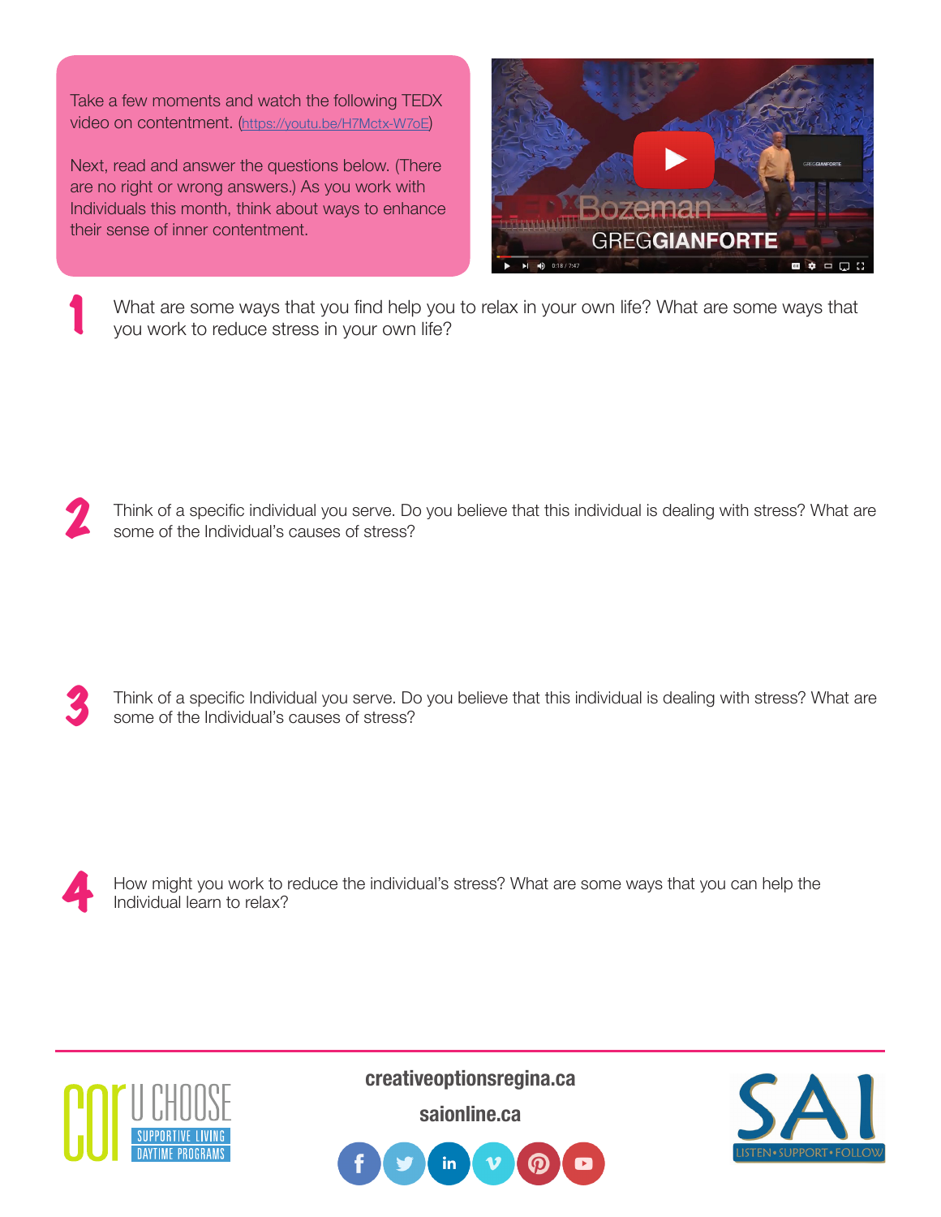Take a few moments and watch the following TEDX video on contentment. (https://youtu.be/H7Mctx-W7oE)

Next, read and answer the questions below. (There are no right or wrong answers.) As you work with Individuals this month, think about ways to enhance their sense of inner contentment.

1. What are some ways that you find help you to relax in your own life? What are some ways that you work to reduce stress in your own life?

2. Think of a specific individual you serve. Do you believe that this individual is dealing with stress? What are some of the Individual's causes of stress?

3. Think of a specific Individual you serve. Do you believe that this individual is dealing with stress? What are some of the Individual's causes of stress?

4. How might you work to reduce the individual's stress? What are some ways that you can help the Individual learn to relax?

creativeoptionsregina.ca

saionline.ca